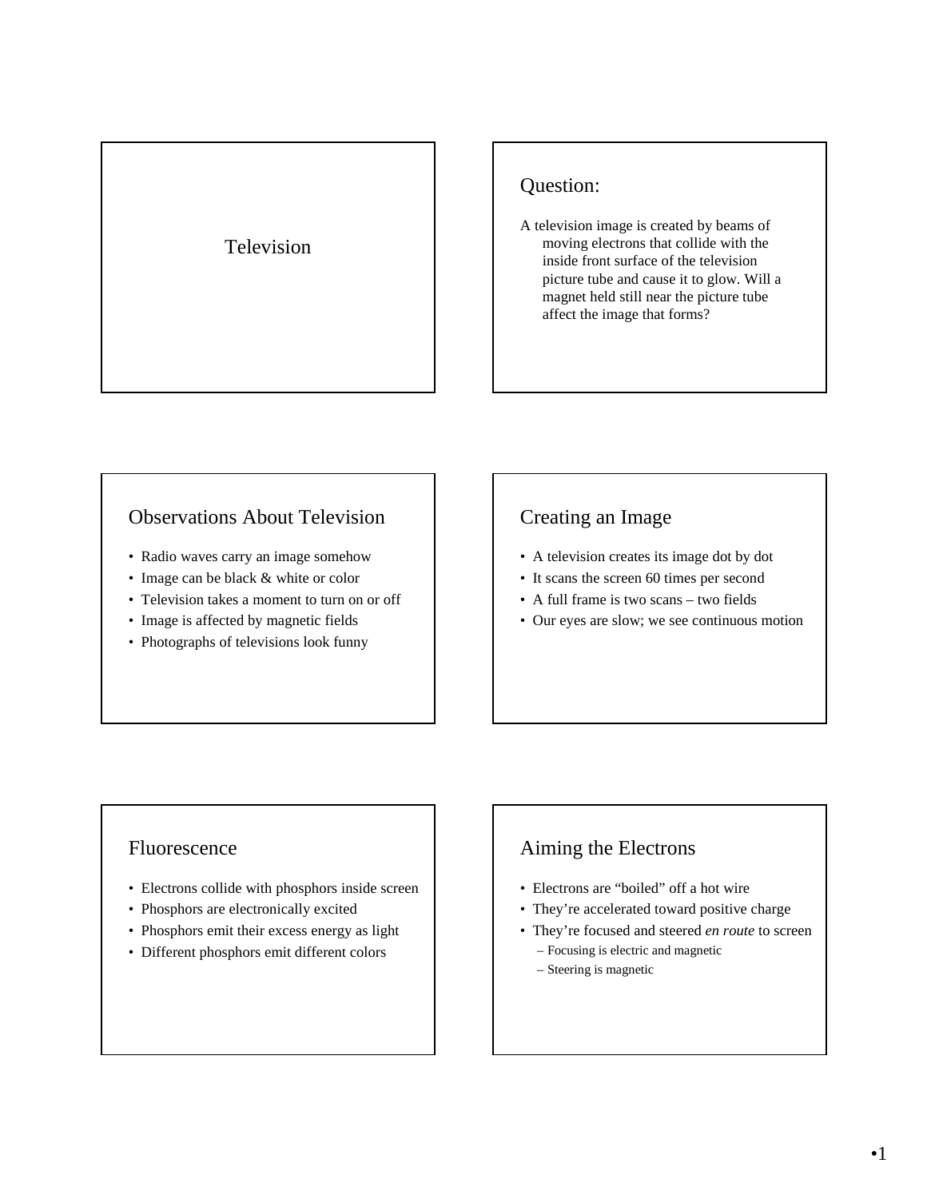# Television

## Question:

A television image is created by beams of moving electrons that collide with the inside front surface of the television picture tube and cause it to glow. Will a magnet held still near the picture tube affect the image that forms?

## Observations About Television

- Radio waves carry an image somehow
- Image can be black & white or color
- Television takes a moment to turn on or off
- Image is affected by magnetic fields
- Photographs of televisions look funny

## Creating an Image

- A television creates its image dot by dot
- It scans the screen 60 times per second
- A full frame is two scans – two fields
- Our eyes are slow; we see continuous motion

## Fluorescence

- Electrons collide with phosphors inside screen
- Phosphors are electronically excited
- Phosphors emit their excess energy as light
- Different phosphors emit different colors

## Aiming the Electrons

- Electrons are "boiled" off a hot wire
- They're accelerated toward positive charge
- They're focused and steered *en route* to screen
  - Focusing is electric and magnetic
  - Steering is magnetic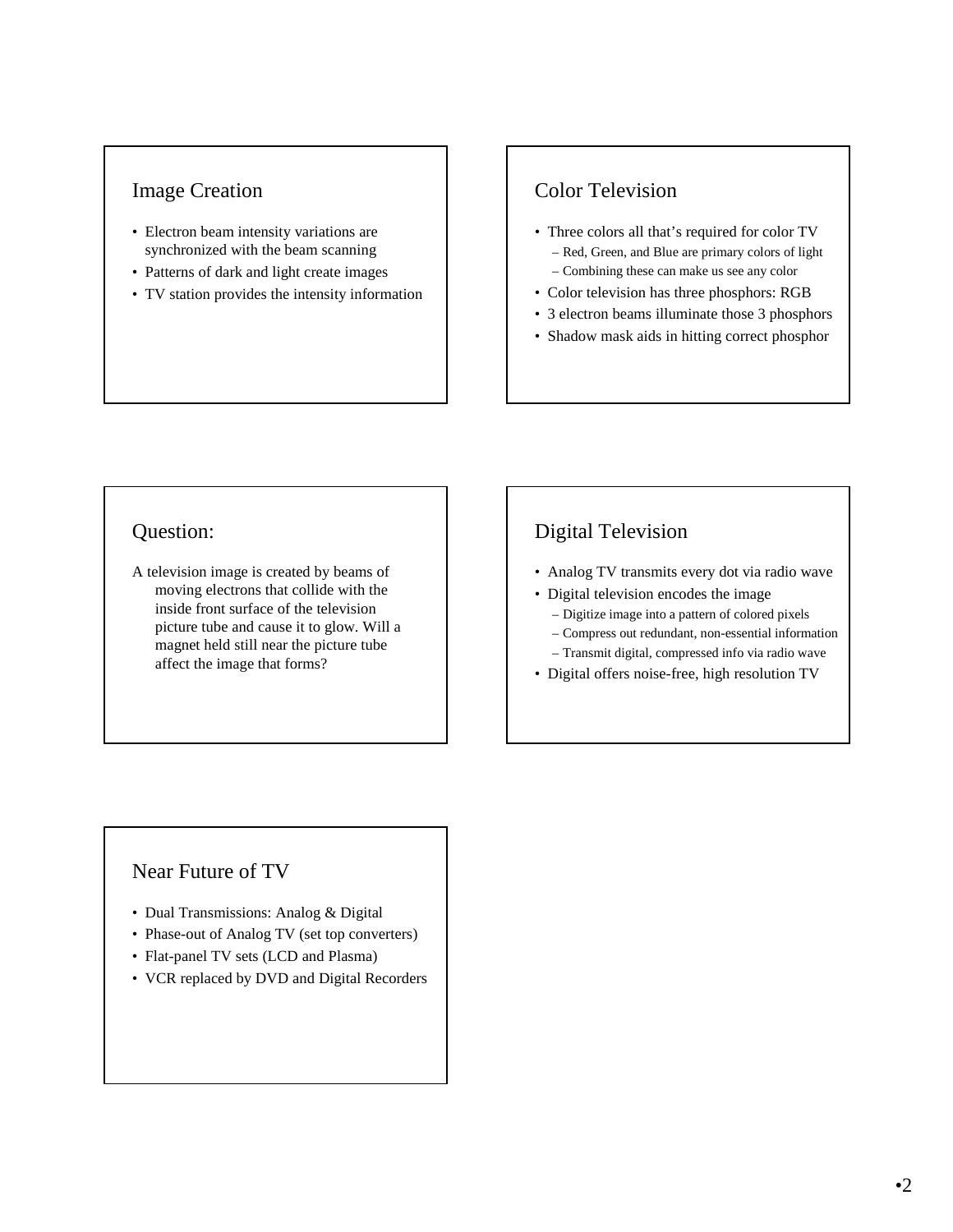## Image Creation

- Electron beam intensity variations are synchronized with the beam scanning
- Patterns of dark and light create images
- TV station provides the intensity information

## Color Television

- Three colors all that's required for color TV
  - Red, Green, and Blue are primary colors of light
  - Combining these can make us see any color
- Color television has three phosphors: RGB
- 3 electron beams illuminate those 3 phosphors
- Shadow mask aids in hitting correct phosphor

## Question:

A television image is created by beams of moving electrons that collide with the inside front surface of the television picture tube and cause it to glow. Will a magnet held still near the picture tube affect the image that forms?

## Digital Television

- Analog TV transmits every dot via radio wave
- Digital television encodes the image
  - Digitize image into a pattern of colored pixels
  - Compress out redundant, non-essential information
  - Transmit digital, compressed info via radio wave
- Digital offers noise-free, high resolution TV

## Near Future of TV

- Dual Transmissions: Analog & Digital
- Phase-out of Analog TV (set top converters)
- Flat-panel TV sets (LCD and Plasma)
- VCR replaced by DVD and Digital Recorders